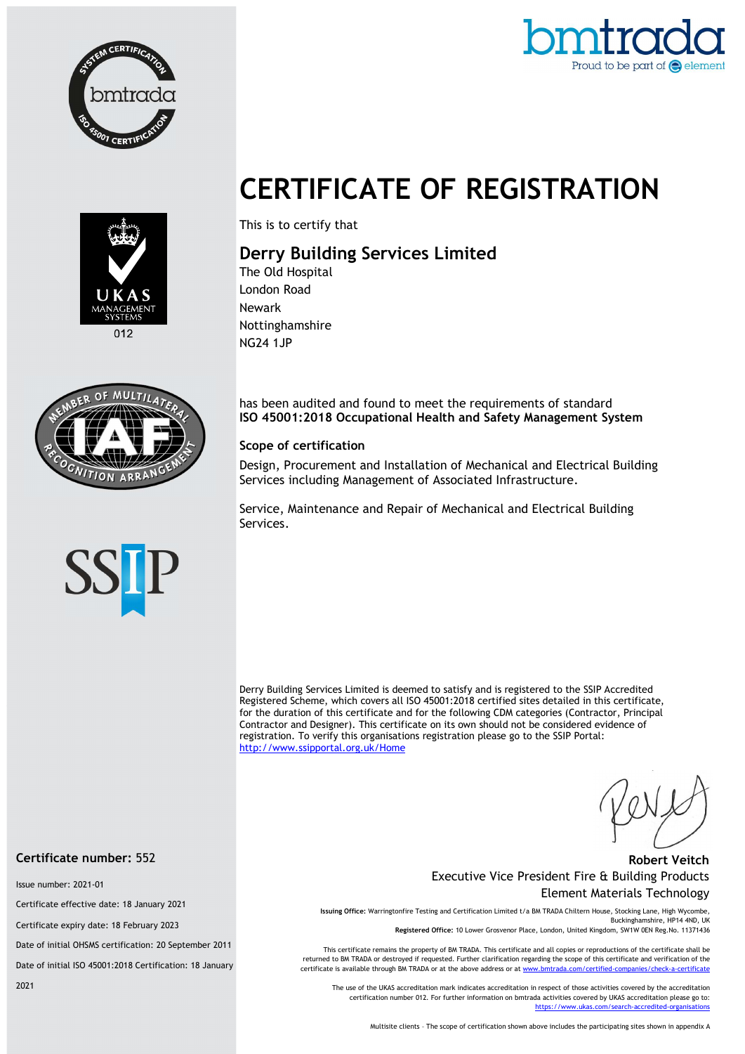# CERTIFICATE OF REGISTRATION

This is to certify that

## Derry Building Services Limited

The Old Hospital
London Road
Newark
Nottinghamshire
NG24 1JP

has been audited and found to meet the requirements of standard
**ISO 45001:2018 Occupational Health and Safety Management System**

### Scope of certification

Design, Procurement and Installation of Mechanical and Electrical Building Services including Management of Associated Infrastructure.

Service, Maintenance and Repair of Mechanical and Electrical Building Services.

Derry Building Services Limited is deemed to satisfy and is registered to the SSIP Accredited Registered Scheme, which covers all ISO 45001:2018 certified sites detailed in this certificate, for the duration of this certificate and for the following CDM categories (Contractor, Principal Contractor and Designer). This certificate on its own should not be considered evidence of registration. To verify this organisations registration please go to the SSIP Portal: http://www.ssipportal.org.uk/Home

**Robert Veitch**
Executive Vice President Fire & Building Products
Element Materials Technology

**Certificate number:** 552

Issue number: 2021-01

Certificate effective date: 18 January 2021

Certificate expiry date: 18 February 2023

Date of initial OHSMS certification: 20 September 2011

Date of initial ISO 45001:2018 Certification: 18 January 2021

**Issuing Office:** Warringtonfire Testing and Certification Limited t/a BM TRADA Chiltern House, Stocking Lane, High Wycombe, Buckinghamshire, HP14 4ND, UK
**Registered Office:** 10 Lower Grosvenor Place, London, United Kingdom, SW1W 0EN Reg.No. 11371436

This certificate remains the property of BM TRADA. This certificate and all copies or reproductions of the certificate shall be returned to BM TRADA or destroyed if requested. Further clarification regarding the scope of this certificate and verification of the certificate is available through BM TRADA or at the above address or at www.bmtrada.com/certified-companies/check-a-certificate

The use of the UKAS accreditation mark indicates accreditation in respect of those activities covered by the accreditation certification number 012. For further information on bmtrada activities covered by UKAS accreditation please go to: https://www.ukas.com/search-accredited-organisations

Multisite clients – The scope of certification shown above includes the participating sites shown in appendix A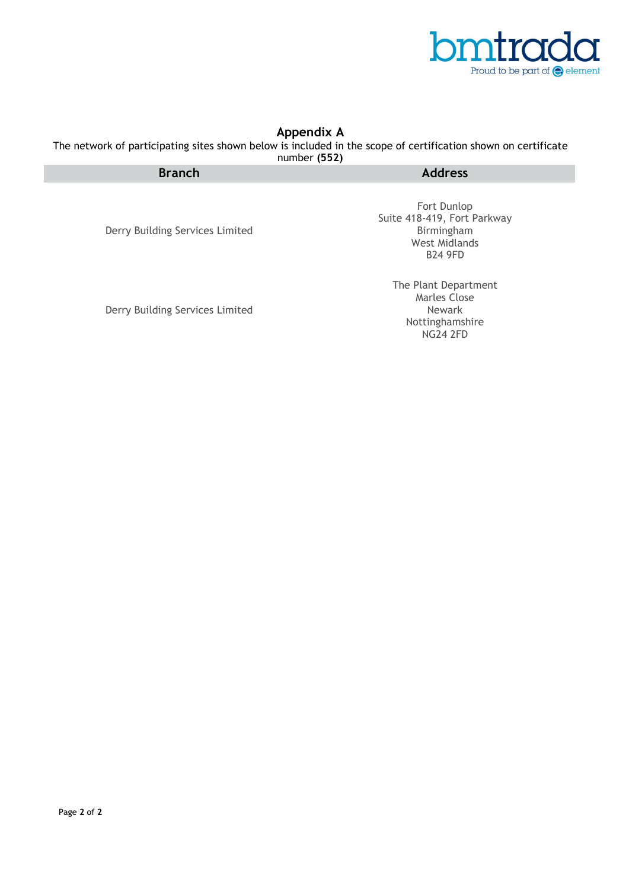## Appendix A

The network of participating sites shown below is included in the scope of certification shown on certificate number **(552)**

| Branch | Address |
|---|---|
| Derry Building Services Limited | Fort Dunlop<br>Suite 418-419, Fort Parkway<br>Birmingham<br>West Midlands<br>B24 9FD |
| Derry Building Services Limited | The Plant Department<br>Marles Close<br>Newark<br>Nottinghamshire<br>NG24 2FD |